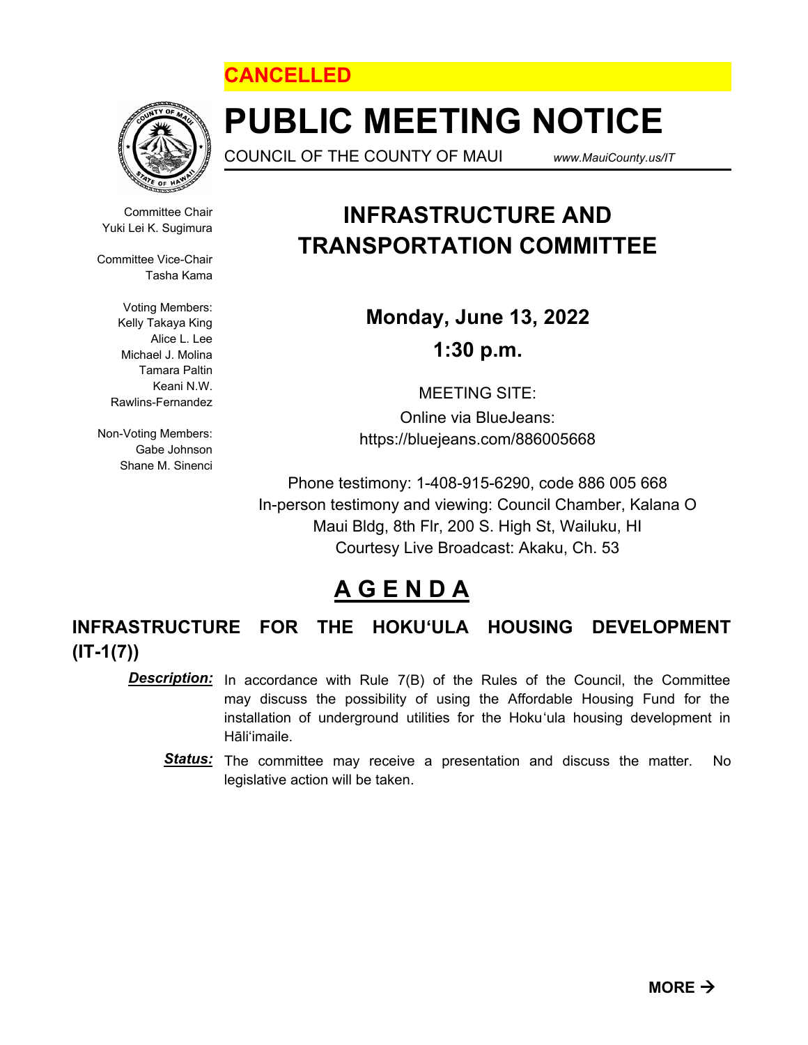**CANCELLED**

# PUBLIC MEETING NOTICE

COUNCIL OF THE COUNTY OF MAUI *www.MauiCounty.us/IT*

Committee Chair
Yuki Lei K. Sugimura

Committee Vice-Chair
Tasha Kama

Voting Members:
Kelly Takaya King
Alice L. Lee
Michael J. Molina
Tamara Paltin
Keani N.W. Rawlins-Fernandez

Non-Voting Members:
Gabe Johnson
Shane M. Sinenci

## INFRASTRUCTURE AND TRANSPORTATION COMMITTEE

**Monday, June 13, 2022**

**1:30 p.m.**

MEETING SITE:
Online via BlueJeans:
https://bluejeans.com/886005668

Phone testimony: 1-408-915-6290, code 886 005 668
In-person testimony and viewing: Council Chamber, Kalana O Maui Bldg, 8th Flr, 200 S. High St, Wailuku, HI
Courtesy Live Broadcast: Akaku, Ch. 53

## A G E N D A

### INFRASTRUCTURE FOR THE HOKUʻULA HOUSING DEVELOPMENT (IT-1(7))

***Description:*** In accordance with Rule 7(B) of the Rules of the Council, the Committee may discuss the possibility of using the Affordable Housing Fund for the installation of underground utilities for the Hokuʻula housing development in Hāliʻimaile.

***Status:*** The committee may receive a presentation and discuss the matter. No legislative action will be taken.

**MORE →**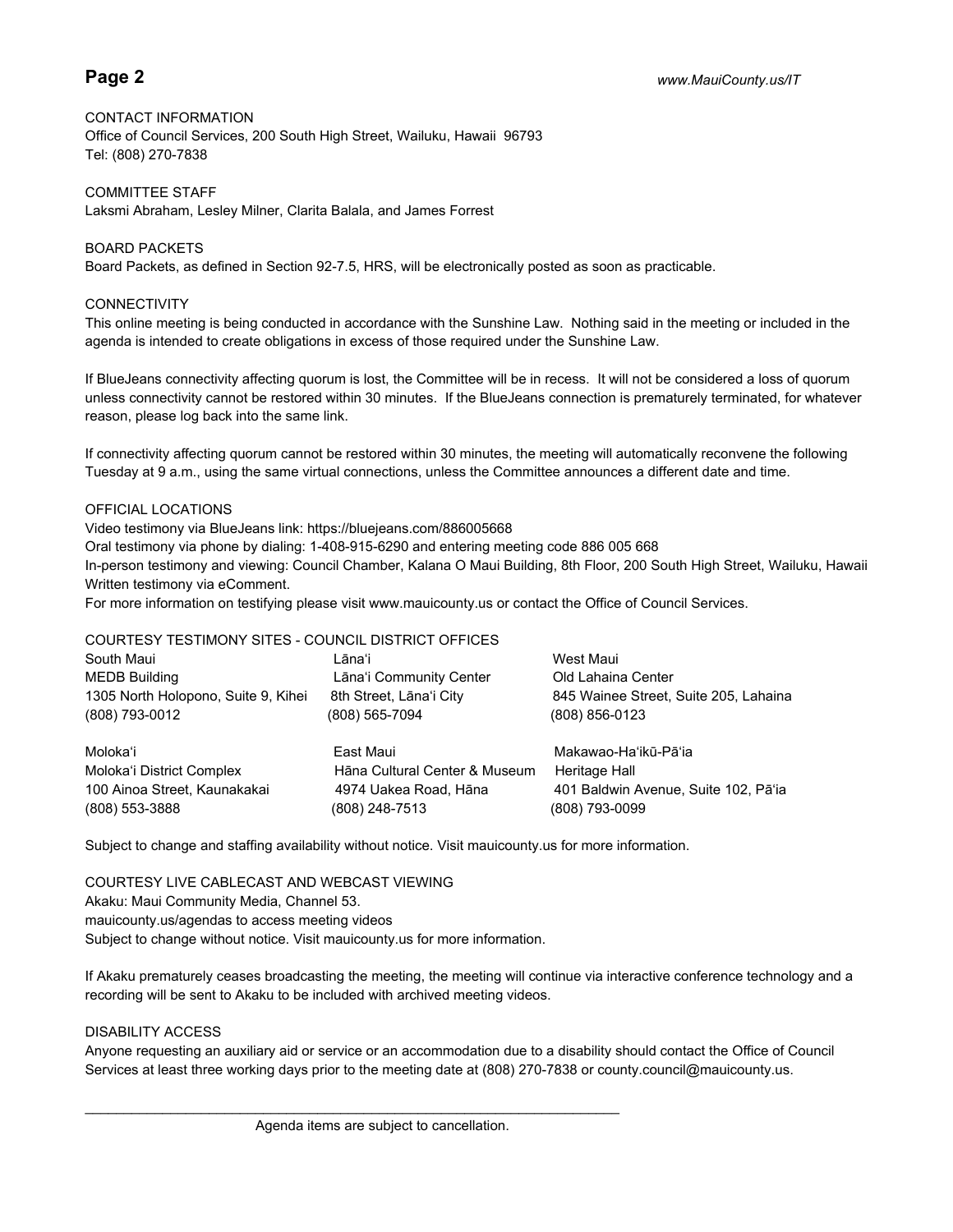CONTACT INFORMATION
Office of Council Services, 200 South High Street, Wailuku, Hawaii 96793
Tel: (808) 270-7838

COMMITTEE STAFF
Laksmi Abraham, Lesley Milner, Clarita Balala, and James Forrest

BOARD PACKETS
Board Packets, as defined in Section 92-7.5, HRS, will be electronically posted as soon as practicable.

CONNECTIVITY
This online meeting is being conducted in accordance with the Sunshine Law. Nothing said in the meeting or included in the agenda is intended to create obligations in excess of those required under the Sunshine Law.

If BlueJeans connectivity affecting quorum is lost, the Committee will be in recess. It will not be considered a loss of quorum unless connectivity cannot be restored within 30 minutes. If the BlueJeans connection is prematurely terminated, for whatever reason, please log back into the same link.

If connectivity affecting quorum cannot be restored within 30 minutes, the meeting will automatically reconvene the following Tuesday at 9 a.m., using the same virtual connections, unless the Committee announces a different date and time.

OFFICIAL LOCATIONS
Video testimony via BlueJeans link: https://bluejeans.com/886005668
Oral testimony via phone by dialing: 1-408-915-6290 and entering meeting code 886 005 668
In-person testimony and viewing: Council Chamber, Kalana O Maui Building, 8th Floor, 200 South High Street, Wailuku, Hawaii
Written testimony via eComment.
For more information on testifying please visit www.mauicounty.us or contact the Office of Council Services.

COURTESY TESTIMONY SITES - COUNCIL DISTRICT OFFICES

| | | |
|---|---|---|
| South Maui<br>MEDB Building<br>1305 North Holopono, Suite 9, Kihei<br>(808) 793-0012 | Lāna'i<br>Lāna'i Community Center<br>8th Street, Lāna'i City<br>(808) 565-7094 | West Maui<br>Old Lahaina Center<br>845 Wainee Street, Suite 205, Lahaina<br>(808) 856-0123 |
| Moloka'i<br>Moloka'i District Complex<br>100 Ainoa Street, Kaunakakai<br>(808) 553-3888 | East Maui<br>Hāna Cultural Center & Museum<br>4974 Uakea Road, Hāna<br>(808) 248-7513 | Makawao-Ha'ikū-Pā'ia<br>Heritage Hall<br>401 Baldwin Avenue, Suite 102, Pā'ia<br>(808) 793-0099 |

Subject to change and staffing availability without notice. Visit mauicounty.us for more information.

COURTESY LIVE CABLECAST AND WEBCAST VIEWING
Akaku: Maui Community Media, Channel 53.
mauicounty.us/agendas to access meeting videos
Subject to change without notice. Visit mauicounty.us for more information.

If Akaku prematurely ceases broadcasting the meeting, the meeting will continue via interactive conference technology and a recording will be sent to Akaku to be included with archived meeting videos.

DISABILITY ACCESS
Anyone requesting an auxiliary aid or service or an accommodation due to a disability should contact the Office of Council Services at least three working days prior to the meeting date at (808) 270-7838 or county.council@mauicounty.us.

---

Agenda items are subject to cancellation.